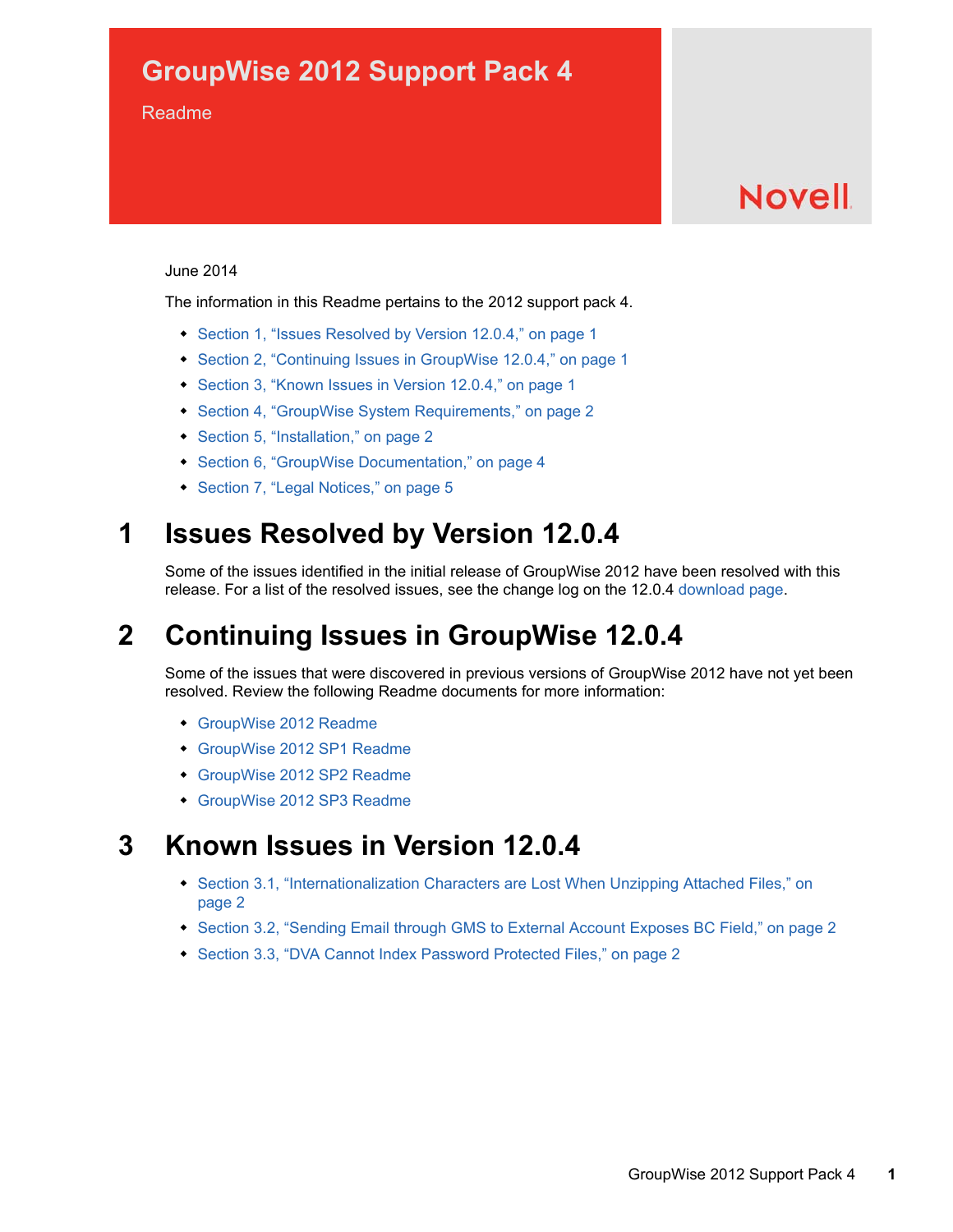# GroupWise 2012 Support Pack 4

Readme

Novell

June 2014

The information in this Readme pertains to the 2012 support pack 4.

- Section 1, “Issues Resolved by Version 12.0.4,” on page 1
- Section 2, “Continuing Issues in GroupWise 12.0.4,” on page 1
- Section 3, “Known Issues in Version 12.0.4,” on page 1
- Section 4, “GroupWise System Requirements,” on page 2
- Section 5, “Installation,” on page 2
- Section 6, “GroupWise Documentation,” on page 4
- Section 7, “Legal Notices,” on page 5

## 1 Issues Resolved by Version 12.0.4

Some of the issues identified in the initial release of GroupWise 2012 have been resolved with this release. For a list of the resolved issues, see the change log on the 12.0.4 download page.

## 2 Continuing Issues in GroupWise 12.0.4

Some of the issues that were discovered in previous versions of GroupWise 2012 have not yet been resolved. Review the following Readme documents for more information:

- GroupWise 2012 Readme
- GroupWise 2012 SP1 Readme
- GroupWise 2012 SP2 Readme
- GroupWise 2012 SP3 Readme

## 3 Known Issues in Version 12.0.4

- Section 3.1, “Internationalization Characters are Lost When Unzipping Attached Files,” on page 2
- Section 3.2, “Sending Email through GMS to External Account Exposes BC Field,” on page 2
- Section 3.3, “DVA Cannot Index Password Protected Files,” on page 2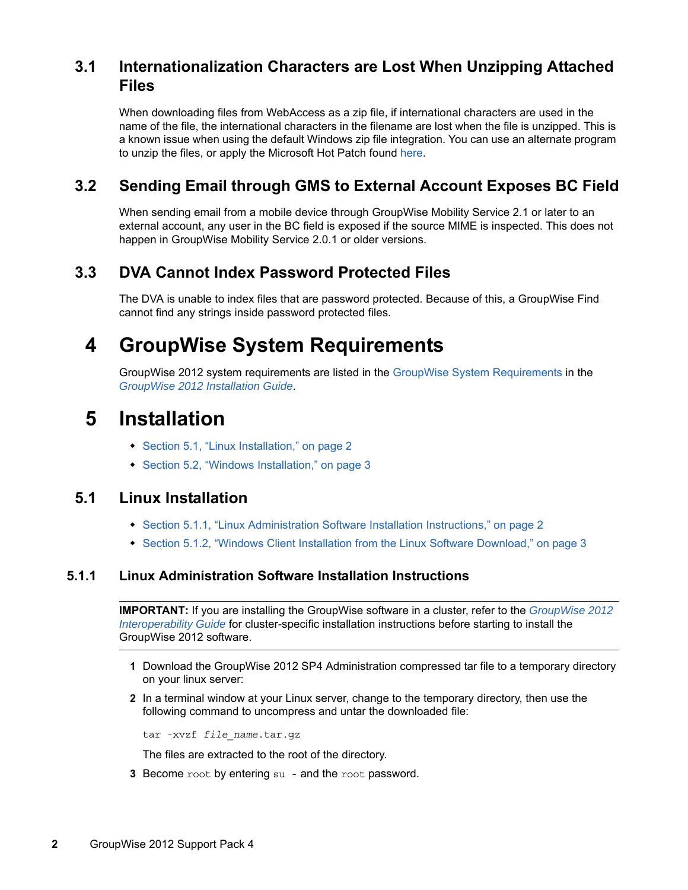## 3.1 Internationalization Characters are Lost When Unzipping Attached Files

When downloading files from WebAccess as a zip file, if international characters are used in the name of the file, the international characters in the filename are lost when the file is unzipped. This is a known issue when using the default Windows zip file integration. You can use an alternate program to unzip the files, or apply the Microsoft Hot Patch found here.

## 3.2 Sending Email through GMS to External Account Exposes BC Field

When sending email from a mobile device through GroupWise Mobility Service 2.1 or later to an external account, any user in the BC field is exposed if the source MIME is inspected. This does not happen in GroupWise Mobility Service 2.0.1 or older versions.

## 3.3 DVA Cannot Index Password Protected Files

The DVA is unable to index files that are password protected. Because of this, a GroupWise Find cannot find any strings inside password protected files.

# 4 GroupWise System Requirements

GroupWise 2012 system requirements are listed in the GroupWise System Requirements in the *GroupWise 2012 Installation Guide*.

# 5 Installation

- Section 5.1, "Linux Installation," on page 2
- Section 5.2, "Windows Installation," on page 3

## 5.1 Linux Installation

- Section 5.1.1, "Linux Administration Software Installation Instructions," on page 2
- Section 5.1.2, "Windows Client Installation from the Linux Software Download," on page 3

### 5.1.1 Linux Administration Software Installation Instructions

**IMPORTANT:** If you are installing the GroupWise software in a cluster, refer to the *GroupWise 2012 Interoperability Guide* for cluster-specific installation instructions before starting to install the GroupWise 2012 software.

1. Download the GroupWise 2012 SP4 Administration compressed tar file to a temporary directory on your linux server:
2. In a terminal window at your Linux server, change to the temporary directory, then use the following command to uncompress and untar the downloaded file:

   ```
   tar -xvzf file_name.tar.gz
   ```

   The files are extracted to the root of the directory.
3. Become `root` by entering `su -` and the `root` password.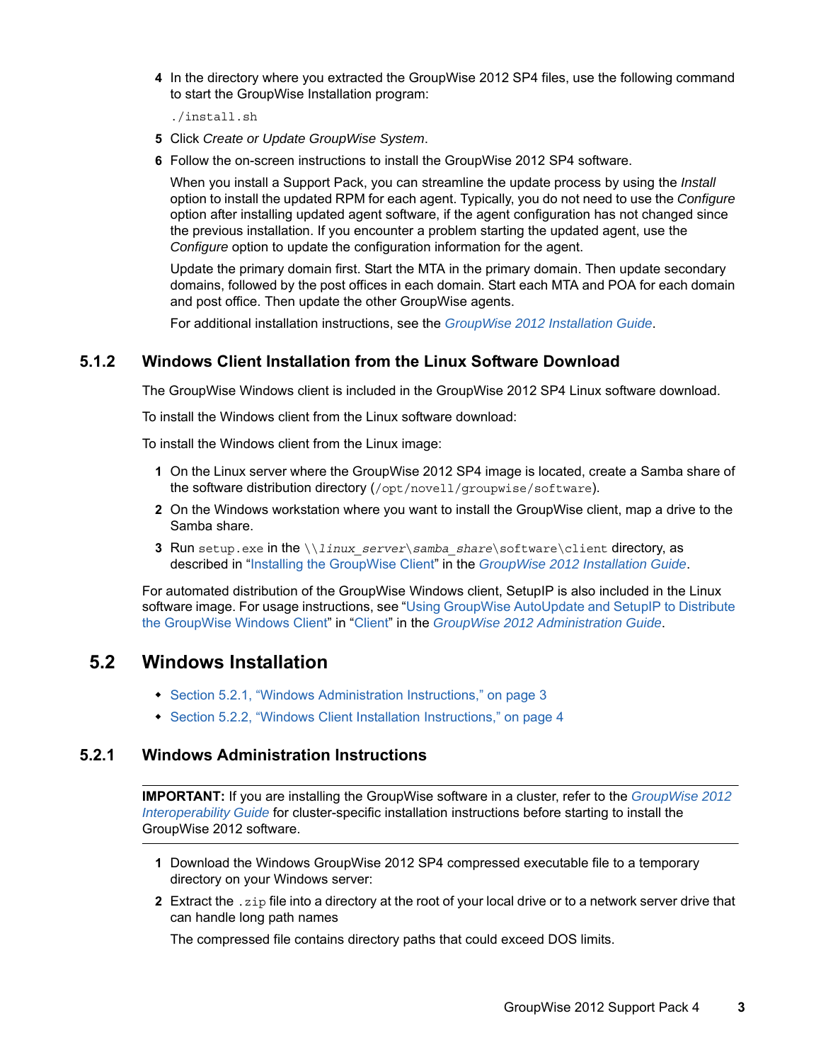4 In the directory where you extracted the GroupWise 2012 SP4 files, use the following command to start the GroupWise Installation program:

```
./install.sh
```

5 Click *Create or Update GroupWise System*.

6 Follow the on-screen instructions to install the GroupWise 2012 SP4 software.

   When you install a Support Pack, you can streamline the update process by using the *Install* option to install the updated RPM for each agent. Typically, you do not need to use the *Configure* option after installing updated agent software, if the agent configuration has not changed since the previous installation. If you encounter a problem starting the updated agent, use the *Configure* option to update the configuration information for the agent.

   Update the primary domain first. Start the MTA in the primary domain. Then update secondary domains, followed by the post offices in each domain. Start each MTA and POA for each domain and post office. Then update the other GroupWise agents.

   For additional installation instructions, see the *GroupWise 2012 Installation Guide*.

### 5.1.2 Windows Client Installation from the Linux Software Download

The GroupWise Windows client is included in the GroupWise 2012 SP4 Linux software download.

To install the Windows client from the Linux software download:

To install the Windows client from the Linux image:

1 On the Linux server where the GroupWise 2012 SP4 image is located, create a Samba share of the software distribution directory (`/opt/novell/groupwise/software`).

2 On the Windows workstation where you want to install the GroupWise client, map a drive to the Samba share.

3 Run `setup.exe` in the `\\linux_server\samba_share\software\client` directory, as described in "Installing the GroupWise Client" in the *GroupWise 2012 Installation Guide*.

For automated distribution of the GroupWise Windows client, SetupIP is also included in the Linux software image. For usage instructions, see "Using GroupWise AutoUpdate and SetupIP to Distribute the GroupWise Windows Client" in "Client" in the *GroupWise 2012 Administration Guide*.

## 5.2 Windows Installation

- Section 5.2.1, "Windows Administration Instructions," on page 3
- Section 5.2.2, "Windows Client Installation Instructions," on page 4

### 5.2.1 Windows Administration Instructions

**IMPORTANT:** If you are installing the GroupWise software in a cluster, refer to the *GroupWise 2012 Interoperability Guide* for cluster-specific installation instructions before starting to install the GroupWise 2012 software.

1 Download the Windows GroupWise 2012 SP4 compressed executable file to a temporary directory on your Windows server:

2 Extract the `.zip` file into a directory at the root of your local drive or to a network server drive that can handle long path names

   The compressed file contains directory paths that could exceed DOS limits.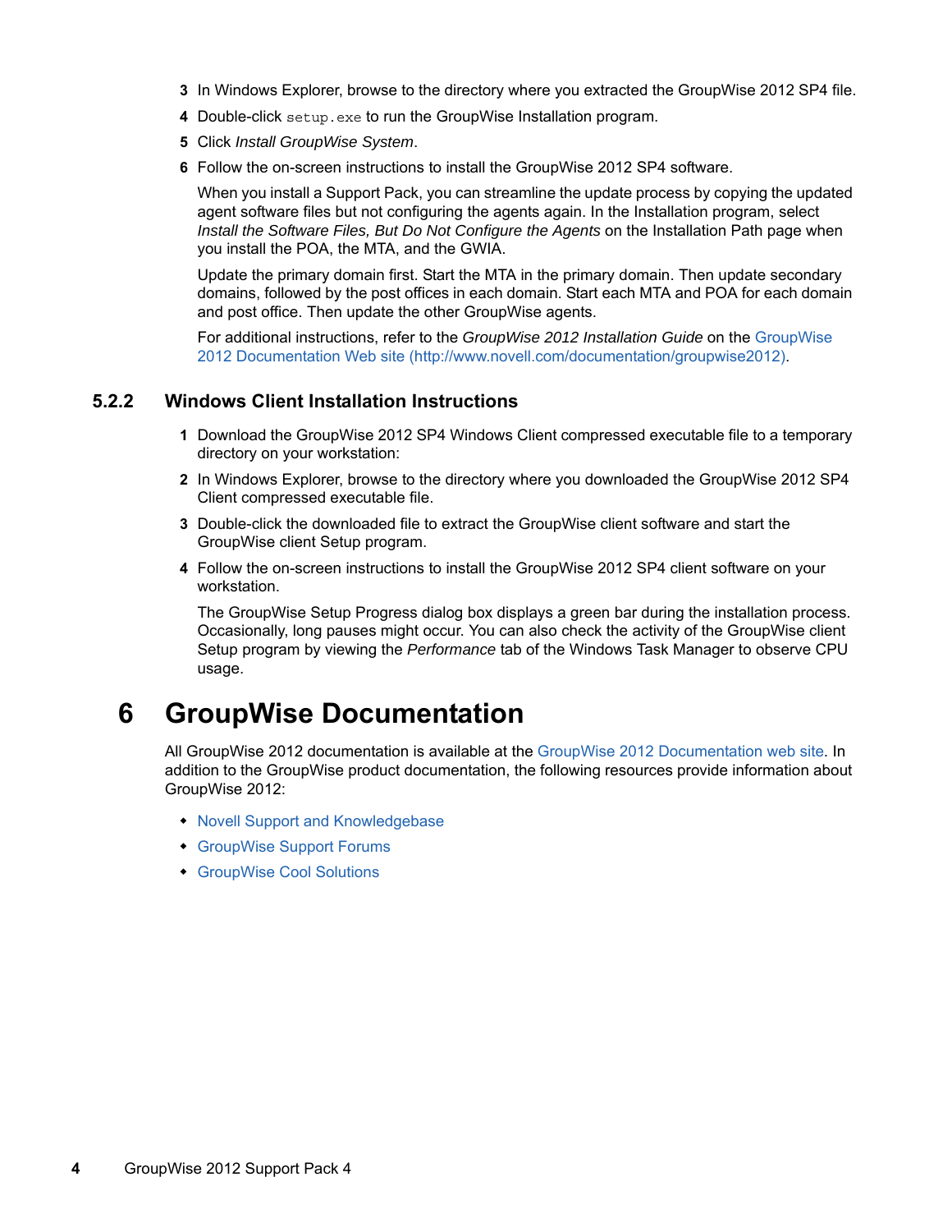3. In Windows Explorer, browse to the directory where you extracted the GroupWise 2012 SP4 file.
4. Double-click `setup.exe` to run the GroupWise Installation program.
5. Click *Install GroupWise System*.
6. Follow the on-screen instructions to install the GroupWise 2012 SP4 software.

   When you install a Support Pack, you can streamline the update process by copying the updated agent software files but not configuring the agents again. In the Installation program, select *Install the Software Files, But Do Not Configure the Agents* on the Installation Path page when you install the POA, the MTA, and the GWIA.

   Update the primary domain first. Start the MTA in the primary domain. Then update secondary domains, followed by the post offices in each domain. Start each MTA and POA for each domain and post office. Then update the other GroupWise agents.

   For additional instructions, refer to the *GroupWise 2012 Installation Guide* on the GroupWise 2012 Documentation Web site (http://www.novell.com/documentation/groupwise2012).

### 5.2.2 Windows Client Installation Instructions

1. Download the GroupWise 2012 SP4 Windows Client compressed executable file to a temporary directory on your workstation:
2. In Windows Explorer, browse to the directory where you downloaded the GroupWise 2012 SP4 Client compressed executable file.
3. Double-click the downloaded file to extract the GroupWise client software and start the GroupWise client Setup program.
4. Follow the on-screen instructions to install the GroupWise 2012 SP4 client software on your workstation.

   The GroupWise Setup Progress dialog box displays a green bar during the installation process. Occasionally, long pauses might occur. You can also check the activity of the GroupWise client Setup program by viewing the *Performance* tab of the Windows Task Manager to observe CPU usage.

# 6 GroupWise Documentation

All GroupWise 2012 documentation is available at the GroupWise 2012 Documentation web site. In addition to the GroupWise product documentation, the following resources provide information about GroupWise 2012:

- Novell Support and Knowledgebase
- GroupWise Support Forums
- GroupWise Cool Solutions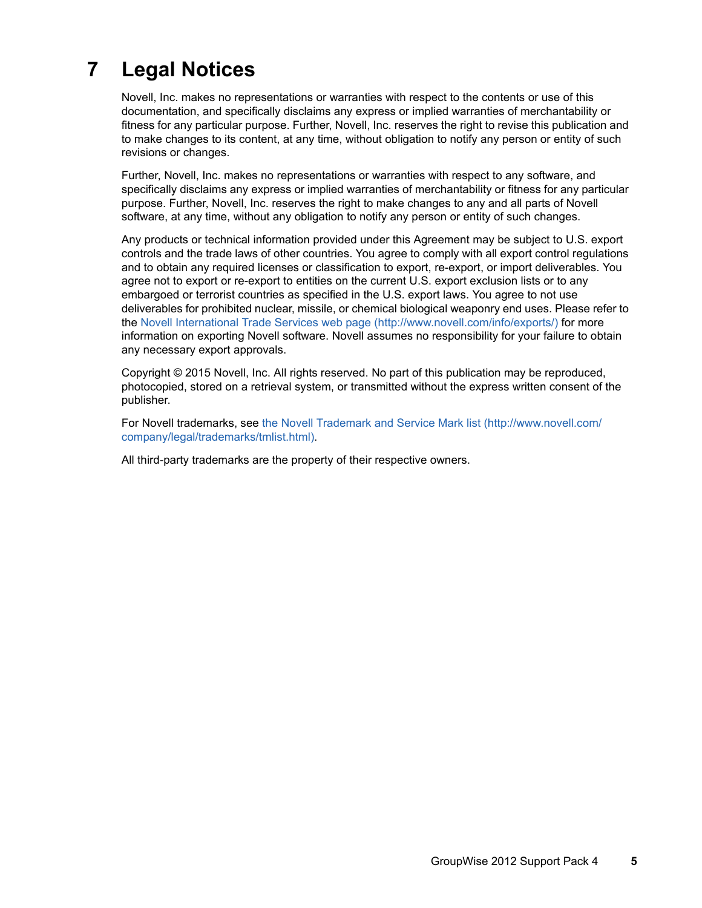# 7 Legal Notices

Novell, Inc. makes no representations or warranties with respect to the contents or use of this documentation, and specifically disclaims any express or implied warranties of merchantability or fitness for any particular purpose. Further, Novell, Inc. reserves the right to revise this publication and to make changes to its content, at any time, without obligation to notify any person or entity of such revisions or changes.

Further, Novell, Inc. makes no representations or warranties with respect to any software, and specifically disclaims any express or implied warranties of merchantability or fitness for any particular purpose. Further, Novell, Inc. reserves the right to make changes to any and all parts of Novell software, at any time, without any obligation to notify any person or entity of such changes.

Any products or technical information provided under this Agreement may be subject to U.S. export controls and the trade laws of other countries. You agree to comply with all export control regulations and to obtain any required licenses or classification to export, re-export, or import deliverables. You agree not to export or re-export to entities on the current U.S. export exclusion lists or to any embargoed or terrorist countries as specified in the U.S. export laws. You agree to not use deliverables for prohibited nuclear, missile, or chemical biological weaponry end uses. Please refer to the Novell International Trade Services web page (http://www.novell.com/info/exports/) for more information on exporting Novell software. Novell assumes no responsibility for your failure to obtain any necessary export approvals.

Copyright © 2015 Novell, Inc. All rights reserved. No part of this publication may be reproduced, photocopied, stored on a retrieval system, or transmitted without the express written consent of the publisher.

For Novell trademarks, see the Novell Trademark and Service Mark list (http://www.novell.com/company/legal/trademarks/tmlist.html).

All third-party trademarks are the property of their respective owners.